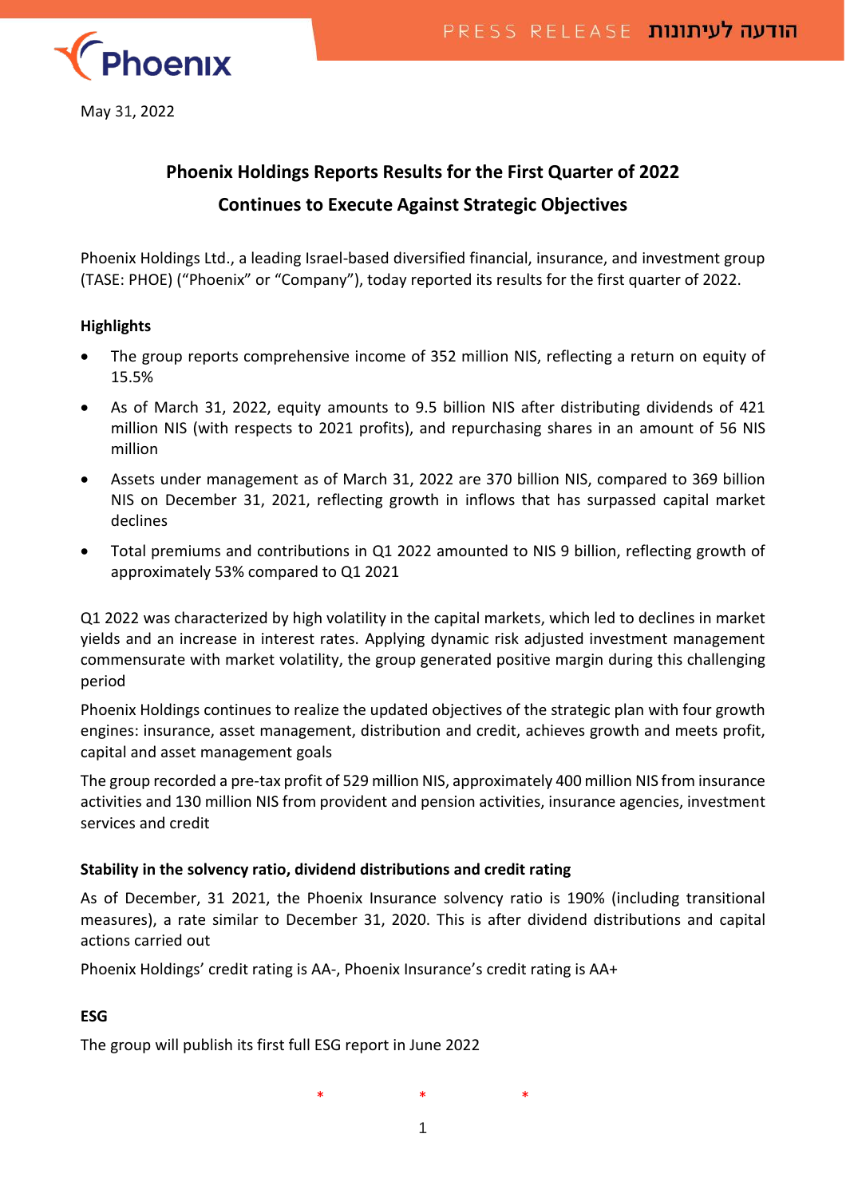May 31, 2022

# Phoenix Holdings Reports Results for the First Quarter of 2022

## Continues to Execute Against Strategic Objectives

Phoenix Holdings Ltd., a leading Israel-based diversified financial, insurance, and investment group (TASE: PHOE) ("Phoenix" or "Company"), today reported its results for the first quarter of 2022.

**Highlights**

- The group reports comprehensive income of 352 million NIS, reflecting a return on equity of 15.5%
- As of March 31, 2022, equity amounts to 9.5 billion NIS after distributing dividends of 421 million NIS (with respects to 2021 profits), and repurchasing shares in an amount of 56 NIS million
- Assets under management as of March 31, 2022 are 370 billion NIS, compared to 369 billion NIS on December 31, 2021, reflecting growth in inflows that has surpassed capital market declines
- Total premiums and contributions in Q1 2022 amounted to NIS 9 billion, reflecting growth of approximately 53% compared to Q1 2021

Q1 2022 was characterized by high volatility in the capital markets, which led to declines in market yields and an increase in interest rates. Applying dynamic risk adjusted investment management commensurate with market volatility, the group generated positive margin during this challenging period

Phoenix Holdings continues to realize the updated objectives of the strategic plan with four growth engines: insurance, asset management, distribution and credit, achieves growth and meets profit, capital and asset management goals

The group recorded a pre-tax profit of 529 million NIS, approximately 400 million NIS from insurance activities and 130 million NIS from provident and pension activities, insurance agencies, investment services and credit

**Stability in the solvency ratio, dividend distributions and credit rating**

As of December, 31 2021, the Phoenix Insurance solvency ratio is 190% (including transitional measures), a rate similar to December 31, 2020. This is after dividend distributions and capital actions carried out

Phoenix Holdings' credit rating is AA-, Phoenix Insurance's credit rating is AA+

**ESG**

The group will publish its first full ESG report in June 2022

\* \* \*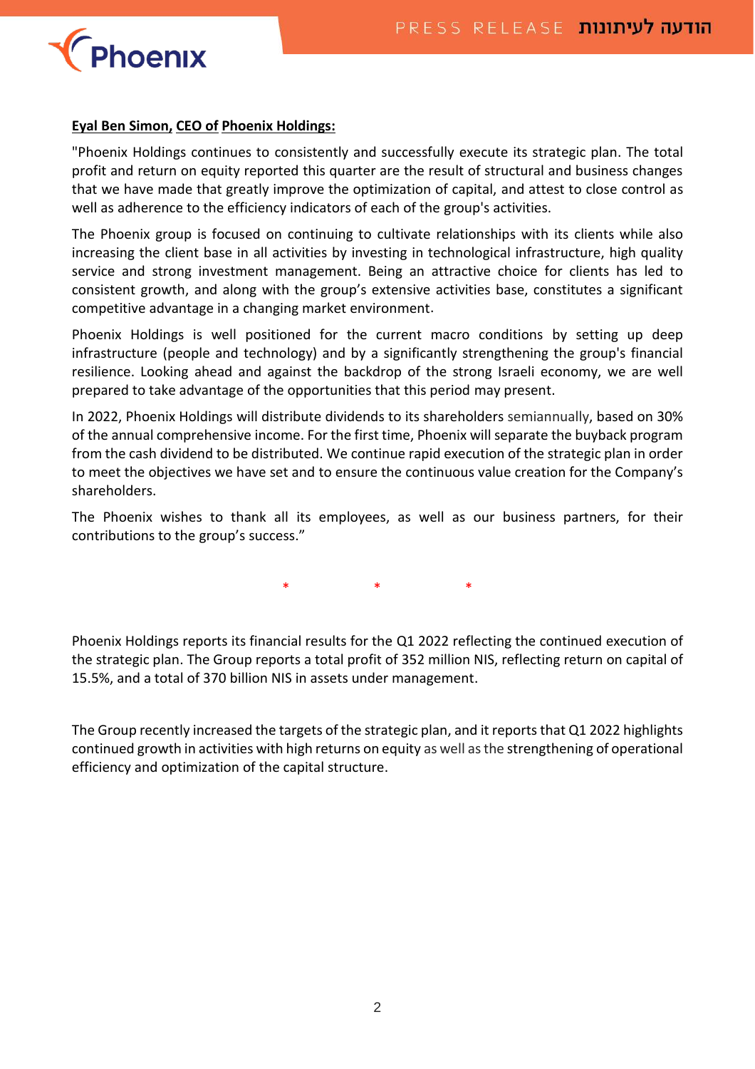**Eyal Ben Simon, CEO of Phoenix Holdings:**

"Phoenix Holdings continues to consistently and successfully execute its strategic plan. The total profit and return on equity reported this quarter are the result of structural and business changes that we have made that greatly improve the optimization of capital, and attest to close control as well as adherence to the efficiency indicators of each of the group's activities.

The Phoenix group is focused on continuing to cultivate relationships with its clients while also increasing the client base in all activities by investing in technological infrastructure, high quality service and strong investment management. Being an attractive choice for clients has led to consistent growth, and along with the group's extensive activities base, constitutes a significant competitive advantage in a changing market environment.

Phoenix Holdings is well positioned for the current macro conditions by setting up deep infrastructure (people and technology) and by a significantly strengthening the group's financial resilience. Looking ahead and against the backdrop of the strong Israeli economy, we are well prepared to take advantage of the opportunities that this period may present.

In 2022, Phoenix Holdings will distribute dividends to its shareholders semiannually, based on 30% of the annual comprehensive income. For the first time, Phoenix will separate the buyback program from the cash dividend to be distributed. We continue rapid execution of the strategic plan in order to meet the objectives we have set and to ensure the continuous value creation for the Company's shareholders.

The Phoenix wishes to thank all its employees, as well as our business partners, for their contributions to the group's success."

\* \* \*

Phoenix Holdings reports its financial results for the Q1 2022 reflecting the continued execution of the strategic plan. The Group reports a total profit of 352 million NIS, reflecting return on capital of 15.5%, and a total of 370 billion NIS in assets under management.

The Group recently increased the targets of the strategic plan, and it reports that Q1 2022 highlights continued growth in activities with high returns on equity as well as the strengthening of operational efficiency and optimization of the capital structure.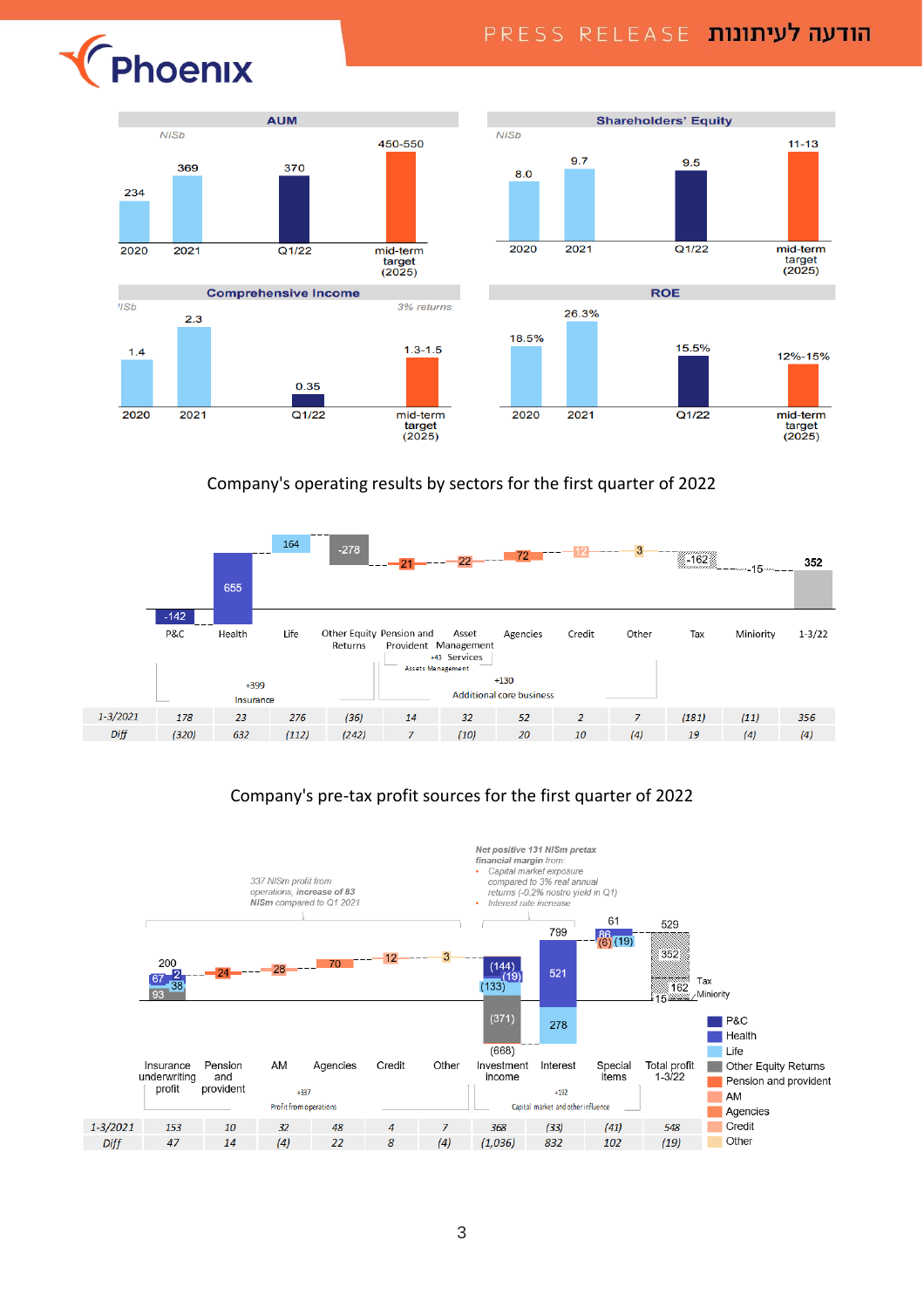**AUM** (NISb)

| 2020 | 2021 | Q1/22 | mid-term target (2025) |
|---|---|---|---|
| 234 | 369 | 370 | 450-550 |

**Shareholders' Equity** (NISb)

| 2020 | 2021 | Q1/22 | mid-term target (2025) |
|---|---|---|---|
| 8.0 | 9.7 | 9.5 | 11-13 |

**Comprehensive Income** (NISb)

| 2020 | 2021 | Q1/22 | mid-term target (2025) |
|---|---|---|---|
| 1.4 | 2.3 | 0.35 | 1.3-1.5 (3% returns) |

**ROE**

| 2020 | 2021 | Q1/22 | mid-term target (2025) |
|---|---|---|---|
| 18.5% | 26.3% | 15.5% | 12%-15% |

## Company's operating results by sectors for the first quarter of 2022

| | P&C | Health | Life | Other Equity Returns | Pension and Provident | Asset Management Services | Agencies | Credit | Other | Tax | Miniority | 1-3/22 |
|---|---|---|---|---|---|---|---|---|---|---|---|---|
| 1-3/2022 | -142 | 655 | 164 | -278 | 21 | 22 | 72 | 12 | 3 | -162 | -15 | 352 |
| 1-3/2021 | 178 | 23 | 276 | (36) | 14 | 32 | 52 | 2 | 7 | (181) | (11) | 356 |
| Diff | (320) | 632 | (112) | (242) | 7 | (10) | 20 | 10 | (4) | 19 | (4) | (4) |

+399 Insurance; +43 Assets Management; +130 Additional core business

## Company's pre-tax profit sources for the first quarter of 2022

337 NISm profit from operations, **increase of 83 NISm** compared to Q1 2021

**Net positive 131 NISm pretax financial margin** from:
- Capital market exposure compared to 3% real annual returns (-0.2% nostro yield in Q1)
- Interest rate increase

| | Insurance underwriting profit | Pension and provident | AM | Agencies | Credit | Other | Investment income | Interest | Special Items | Total profit 1-3/22 |
|---|---|---|---|---|---|---|---|---|---|---|
| 1-3/2022 | 200 | 24 | 28 | 70 | 12 | 3 | (668) | 799 | 61 | 529 |
| 1-3/2021 | 153 | 10 | 32 | 48 | 4 | 7 | 368 | (33) | (41) | 548 |
| Diff | 47 | 14 | (4) | 22 | 8 | (4) | (1,036) | 832 | 102 | (19) |

Insurance underwriting profit breakdown: 93, 67, 38, 2. Investment income breakdown: (144), (19), (133), (371). Interest breakdown: 521, 278. Special items breakdown: 86, (6), (19). Total profit 1-3/22: 529; Tax 162; Miniority 15; 352.

+337 Profit from operations; +192 Capital market and other influence

Legend: P&C, Health, Life, Other Equity Returns, Pension and provident, AM, Agencies, Credit, Other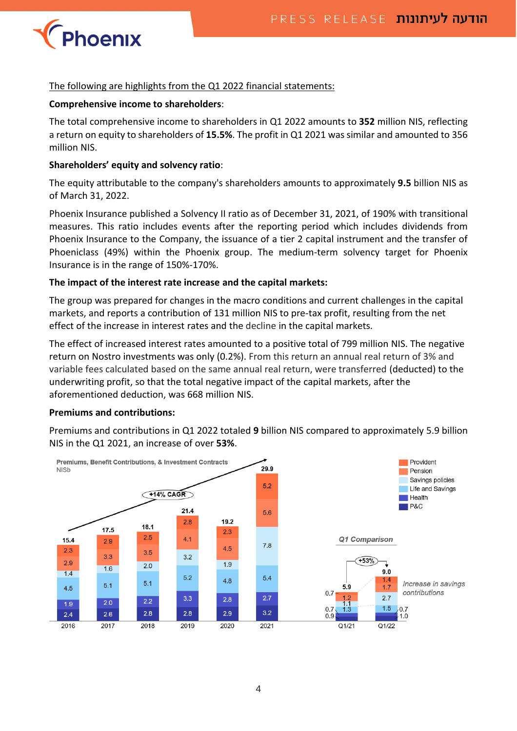The following are highlights from the Q1 2022 financial statements:

**Comprehensive income to shareholders**:

The total comprehensive income to shareholders in Q1 2022 amounts to **352** million NIS, reflecting a return on equity to shareholders of **15.5%**. The profit in Q1 2021 was similar and amounted to 356 million NIS.

**Shareholders' equity and solvency ratio**:

The equity attributable to the company's shareholders amounts to approximately **9.5** billion NIS as of March 31, 2022.

Phoenix Insurance published a Solvency II ratio as of December 31, 2021, of 190% with transitional measures. This ratio includes events after the reporting period which includes dividends from Phoenix Insurance to the Company, the issuance of a tier 2 capital instrument and the transfer of Phoeniclass (49%) within the Phoenix group. The medium-term solvency target for Phoenix Insurance is in the range of 150%-170%.

**The impact of the interest rate increase and the capital markets:**

The group was prepared for changes in the macro conditions and current challenges in the capital markets, and reports a contribution of 131 million NIS to pre-tax profit, resulting from the net effect of the increase in interest rates and the decline in the capital markets.

The effect of increased interest rates amounted to a positive total of 799 million NIS. The negative return on Nostro investments was only (0.2%). From this return an annual real return of 3% and variable fees calculated based on the same annual real return, were transferred (deducted) to the underwriting profit, so that the total negative impact of the capital markets, after the aforementioned deduction, was 668 million NIS.

**Premiums and contributions:**

Premiums and contributions in Q1 2022 totaled **9** billion NIS compared to approximately 5.9 billion NIS in the Q1 2021, an increase of over **53%**.

**Premiums, Benefit Contributions, & Investment Contracts** (NISb) — +14% CAGR

| | 2016 | 2017 | 2018 | 2019 | 2020 | 2021 |
|---|---|---|---|---|---|---|
| Provident | 2.3 | 2.9 | 2.5 | 2.8 | 2.3 | 5.2 |
| Pension | 2.9 | 3.3 | 3.5 | 4.1 | 4.5 | 5.6 |
| Savings policies | 1.4 | 1.6 | 2.0 | 3.2 | 1.9 | 7.8 |
| Life and Savings | 4.5 | 5.1 | 5.1 | 5.2 | 4.8 | 5.4 |
| Health | 1.9 | 2.0 | 2.2 | 3.3 | 2.8 | 2.7 |
| P&C | 2.4 | 2.6 | 2.8 | 2.8 | 2.9 | 3.2 |
| Total | 15.4 | 17.5 | 18.1 | 21.4 | 19.2 | 29.9 |

*Q1 Comparison* (+53%) — Increase in savings contributions

| | Q1/21 | Q1/22 |
|---|---|---|
| Provident | 0.7 | 1.4 |
| Pension | 1.2 | 1.7 |
| Savings policies | 1.1 | 2.7 |
| Life and Savings | 1.3 | 1.5 |
| Health | 0.7 | 0.7 |
| P&C | 0.9 | 1.0 |
| Total | 5.9 | 9.0 |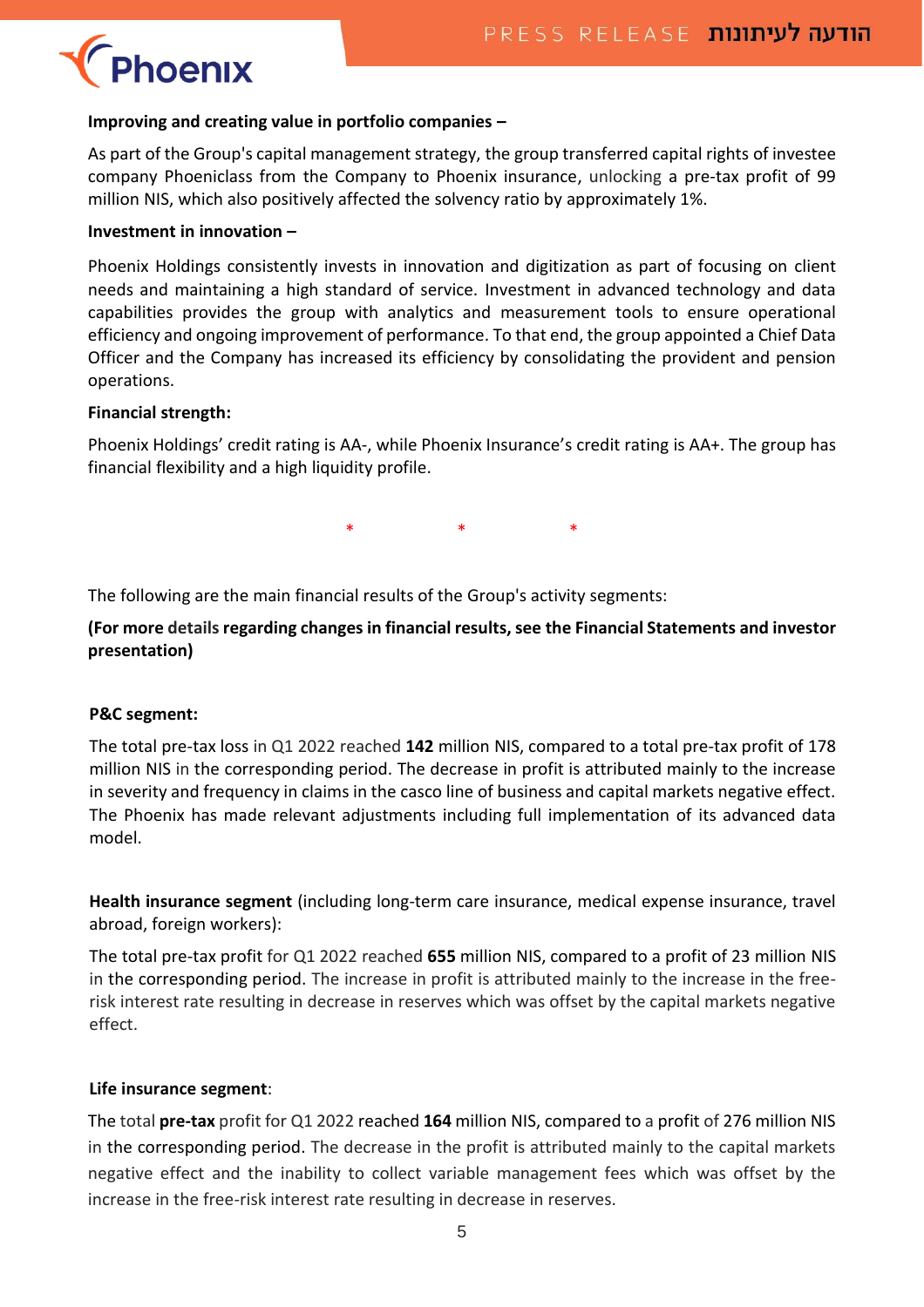**Improving and creating value in portfolio companies –**

As part of the Group's capital management strategy, the group transferred capital rights of investee company Phoeniclass from the Company to Phoenix insurance, unlocking a pre-tax profit of 99 million NIS, which also positively affected the solvency ratio by approximately 1%.

**Investment in innovation –**

Phoenix Holdings consistently invests in innovation and digitization as part of focusing on client needs and maintaining a high standard of service. Investment in advanced technology and data capabilities provides the group with analytics and measurement tools to ensure operational efficiency and ongoing improvement of performance. To that end, the group appointed a Chief Data Officer and the Company has increased its efficiency by consolidating the provident and pension operations.

**Financial strength:**

Phoenix Holdings' credit rating is AA-, while Phoenix Insurance's credit rating is AA+. The group has financial flexibility and a high liquidity profile.

\* \* \*

The following are the main financial results of the Group's activity segments:

**(For more details regarding changes in financial results, see the Financial Statements and investor presentation)**

**P&C segment:**

The total pre-tax loss in Q1 2022 reached **142** million NIS, compared to a total pre-tax profit of 178 million NIS in the corresponding period. The decrease in profit is attributed mainly to the increase in severity and frequency in claims in the casco line of business and capital markets negative effect. The Phoenix has made relevant adjustments including full implementation of its advanced data model.

**Health insurance segment** (including long-term care insurance, medical expense insurance, travel abroad, foreign workers):

The total pre-tax profit for Q1 2022 reached **655** million NIS, compared to a profit of 23 million NIS in the corresponding period. The increase in profit is attributed mainly to the increase in the free-risk interest rate resulting in decrease in reserves which was offset by the capital markets negative effect.

**Life insurance segment**:

The total **pre-tax** profit for Q1 2022 reached **164** million NIS, compared to a profit of 276 million NIS in the corresponding period. The decrease in the profit is attributed mainly to the capital markets negative effect and the inability to collect variable management fees which was offset by the increase in the free-risk interest rate resulting in decrease in reserves.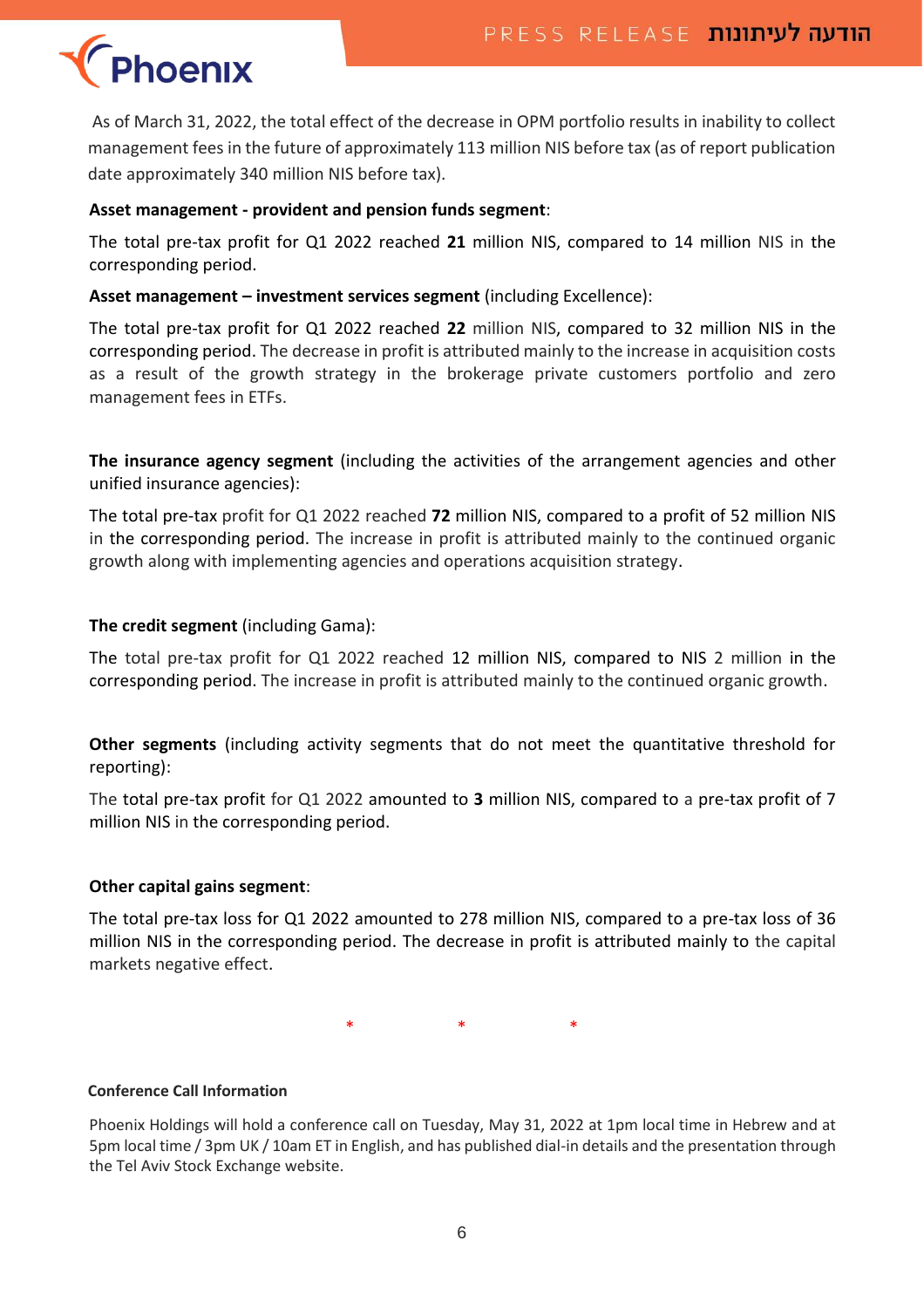As of March 31, 2022, the total effect of the decrease in OPM portfolio results in inability to collect management fees in the future of approximately 113 million NIS before tax (as of report publication date approximately 340 million NIS before tax).

**Asset management - provident and pension funds segment**:

The total pre-tax profit for Q1 2022 reached **21** million NIS, compared to 14 million NIS in the corresponding period.

**Asset management – investment services segment** (including Excellence):

The total pre-tax profit for Q1 2022 reached **22** million NIS, compared to 32 million NIS in the corresponding period. The decrease in profit is attributed mainly to the increase in acquisition costs as a result of the growth strategy in the brokerage private customers portfolio and zero management fees in ETFs.

**The insurance agency segment** (including the activities of the arrangement agencies and other unified insurance agencies):

The total pre-tax profit for Q1 2022 reached **72** million NIS, compared to a profit of 52 million NIS in the corresponding period. The increase in profit is attributed mainly to the continued organic growth along with implementing agencies and operations acquisition strategy.

**The credit segment** (including Gama):

The total pre-tax profit for Q1 2022 reached 12 million NIS, compared to NIS 2 million in the corresponding period. The increase in profit is attributed mainly to the continued organic growth.

**Other segments** (including activity segments that do not meet the quantitative threshold for reporting):

The total pre-tax profit for Q1 2022 amounted to **3** million NIS, compared to a pre-tax profit of 7 million NIS in the corresponding period.

**Other capital gains segment**:

The total pre-tax loss for Q1 2022 amounted to 278 million NIS, compared to a pre-tax loss of 36 million NIS in the corresponding period. The decrease in profit is attributed mainly to the capital markets negative effect.

\* \* \*

**Conference Call Information**

Phoenix Holdings will hold a conference call on Tuesday, May 31, 2022 at 1pm local time in Hebrew and at 5pm local time / 3pm UK / 10am ET in English, and has published dial-in details and the presentation through the Tel Aviv Stock Exchange website.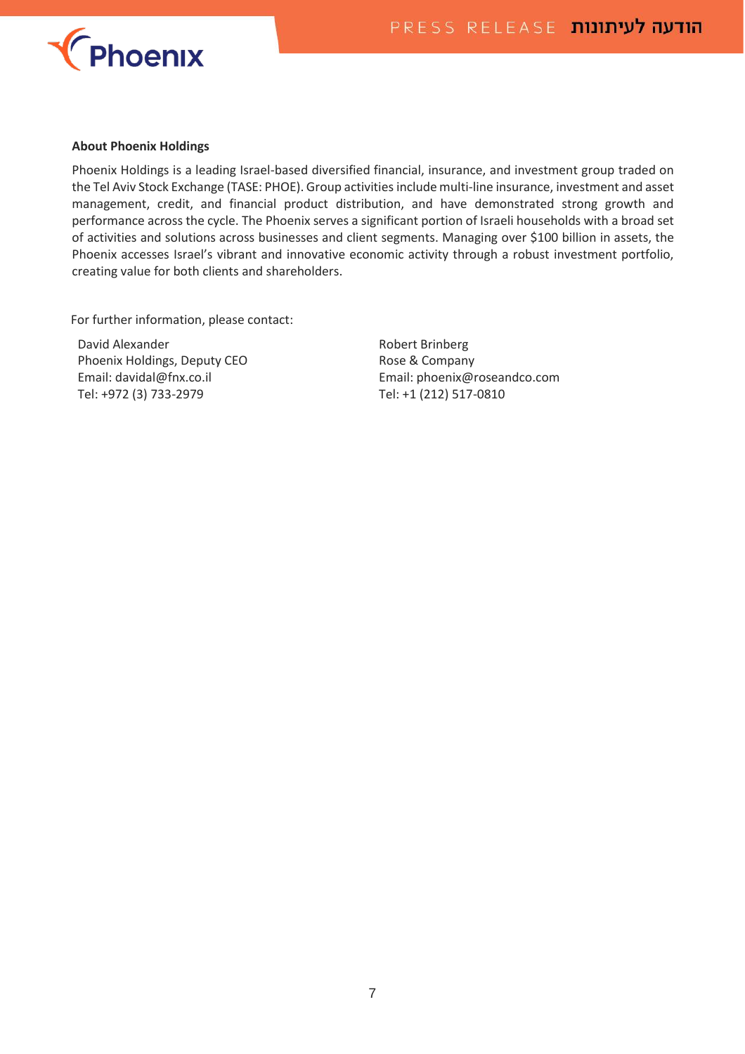**About Phoenix Holdings**

Phoenix Holdings is a leading Israel-based diversified financial, insurance, and investment group traded on the Tel Aviv Stock Exchange (TASE: PHOE). Group activities include multi-line insurance, investment and asset management, credit, and financial product distribution, and have demonstrated strong growth and performance across the cycle. The Phoenix serves a significant portion of Israeli households with a broad set of activities and solutions across businesses and client segments. Managing over $100 billion in assets, the Phoenix accesses Israel's vibrant and innovative economic activity through a robust investment portfolio, creating value for both clients and shareholders.

For further information, please contact:

David Alexander
Phoenix Holdings, Deputy CEO
Email: davidal@fnx.co.il
Tel: +972 (3) 733-2979

Robert Brinberg
Rose & Company
Email: phoenix@roseandco.com
Tel: +1 (212) 517-0810